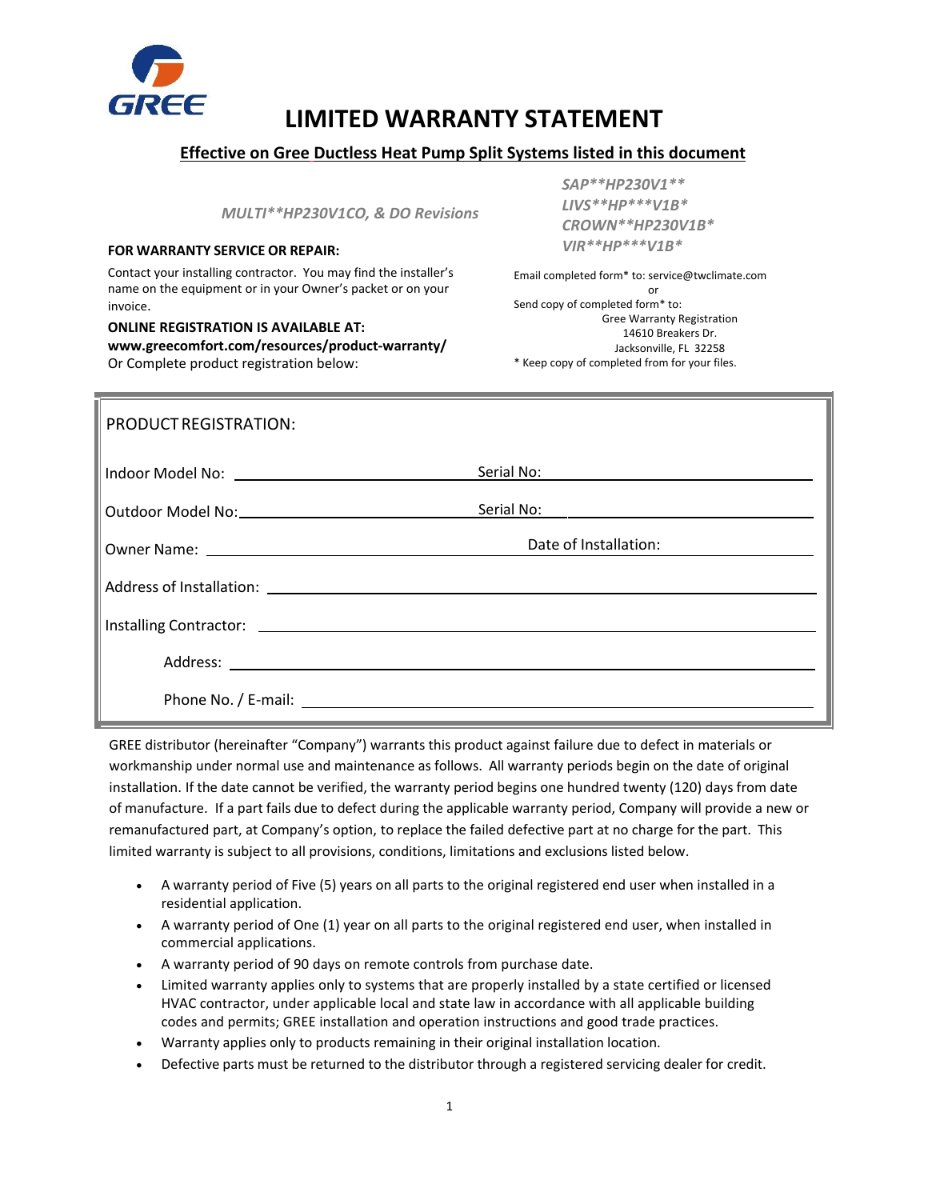GREE

# LIMITED WARRANTY STATEMENT

**Effective on Gree Ductless Heat Pump Split Systems listed in this document**

*MULTI**HP230V1CO, & DO Revisions*

*SAP**HP230V1***
*LIVS**HP***V1B**
*CROWN**HP230V1B**
*VIR**HP***V1B**

**FOR WARRANTY SERVICE OR REPAIR:**

Contact your installing contractor. You may find the installer's name on the equipment or in your Owner's packet or on your invoice.

**ONLINE REGISTRATION IS AVAILABLE AT:**
**www.greecomfort.com/resources/product-warranty/**
Or Complete product registration below:

Email completed form* to: service@twclimate.com
or
Send copy of completed form* to:
Gree Warranty Registration
14610 Breakers Dr.
Jacksonville, FL 32258
* Keep copy of completed from for your files.

PRODUCT REGISTRATION:

Indoor Model No: ______________________ Serial No: ______________________

Outdoor Model No: ______________________ Serial No: ______________________

Owner Name: ______________________ Date of Installation: ______________________

Address of Installation: ______________________________________________

Installing Contractor: ______________________________________________

Address: ______________________________________________

Phone No. / E-mail: ______________________________________________

GREE distributor (hereinafter "Company") warrants this product against failure due to defect in materials or workmanship under normal use and maintenance as follows. All warranty periods begin on the date of original installation. If the date cannot be verified, the warranty period begins one hundred twenty (120) days from date of manufacture. If a part fails due to defect during the applicable warranty period, Company will provide a new or remanufactured part, at Company's option, to replace the failed defective part at no charge for the part. This limited warranty is subject to all provisions, conditions, limitations and exclusions listed below.

- A warranty period of Five (5) years on all parts to the original registered end user when installed in a residential application.
- A warranty period of One (1) year on all parts to the original registered end user, when installed in commercial applications.
- A warranty period of 90 days on remote controls from purchase date.
- Limited warranty applies only to systems that are properly installed by a state certified or licensed HVAC contractor, under applicable local and state law in accordance with all applicable building codes and permits; GREE installation and operation instructions and good trade practices.
- Warranty applies only to products remaining in their original installation location.
- Defective parts must be returned to the distributor through a registered servicing dealer for credit.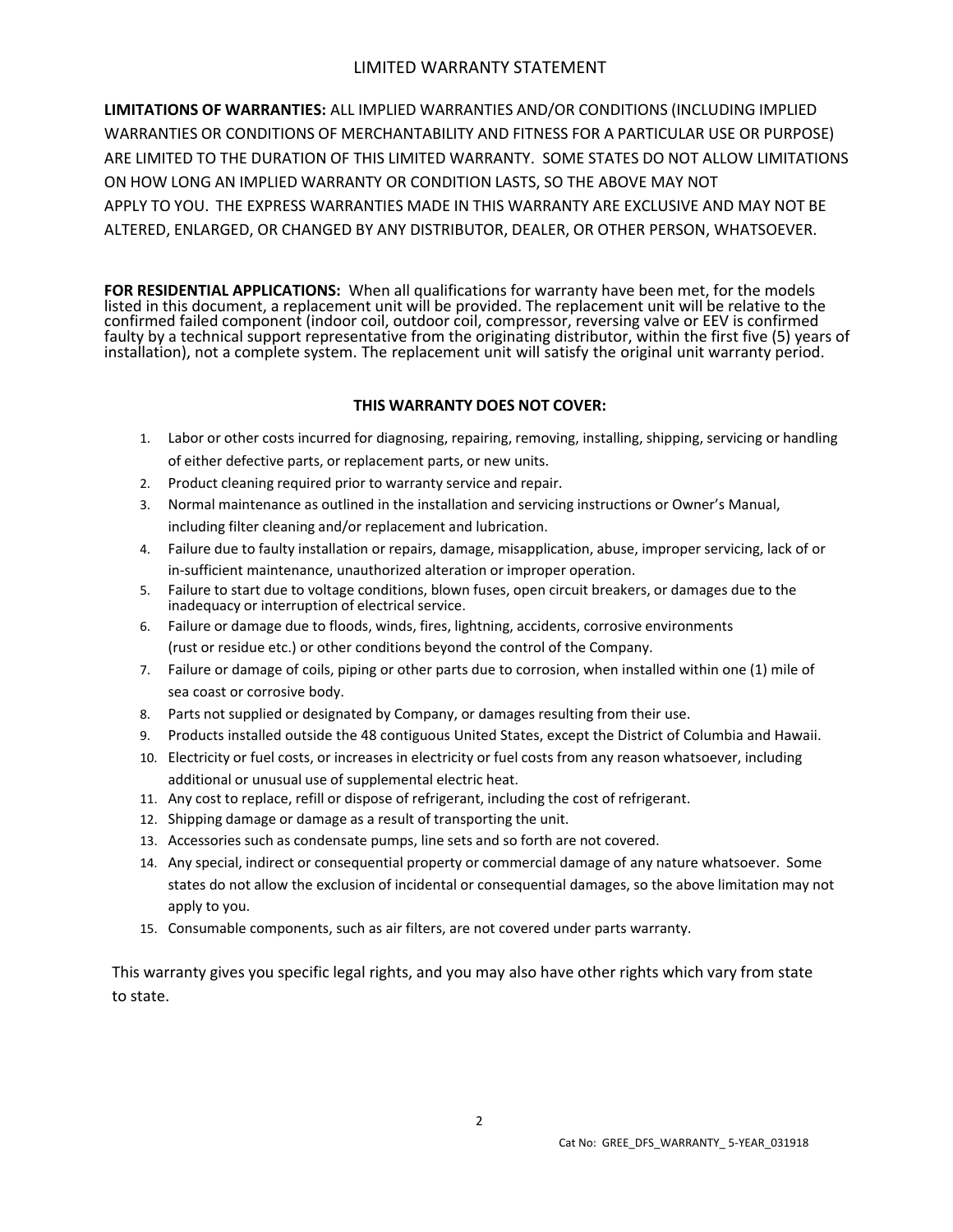# LIMITED WARRANTY STATEMENT

**LIMITATIONS OF WARRANTIES:** ALL IMPLIED WARRANTIES AND/OR CONDITIONS (INCLUDING IMPLIED WARRANTIES OR CONDITIONS OF MERCHANTABILITY AND FITNESS FOR A PARTICULAR USE OR PURPOSE) ARE LIMITED TO THE DURATION OF THIS LIMITED WARRANTY. SOME STATES DO NOT ALLOW LIMITATIONS ON HOW LONG AN IMPLIED WARRANTY OR CONDITION LASTS, SO THE ABOVE MAY NOT APPLY TO YOU. THE EXPRESS WARRANTIES MADE IN THIS WARRANTY ARE EXCLUSIVE AND MAY NOT BE ALTERED, ENLARGED, OR CHANGED BY ANY DISTRIBUTOR, DEALER, OR OTHER PERSON, WHATSOEVER.

**FOR RESIDENTIAL APPLICATIONS:** When all qualifications for warranty have been met, for the models listed in this document, a replacement unit will be provided. The replacement unit will be relative to the confirmed failed component (indoor coil, outdoor coil, compressor, reversing valve or EEV is confirmed faulty by a technical support representative from the originating distributor, within the first five (5) years of installation), not a complete system. The replacement unit will satisfy the original unit warranty period.

**THIS WARRANTY DOES NOT COVER:**

1. Labor or other costs incurred for diagnosing, repairing, removing, installing, shipping, servicing or handling of either defective parts, or replacement parts, or new units.
2. Product cleaning required prior to warranty service and repair.
3. Normal maintenance as outlined in the installation and servicing instructions or Owner's Manual, including filter cleaning and/or replacement and lubrication.
4. Failure due to faulty installation or repairs, damage, misapplication, abuse, improper servicing, lack of or in-sufficient maintenance, unauthorized alteration or improper operation.
5. Failure to start due to voltage conditions, blown fuses, open circuit breakers, or damages due to the inadequacy or interruption of electrical service.
6. Failure or damage due to floods, winds, fires, lightning, accidents, corrosive environments (rust or residue etc.) or other conditions beyond the control of the Company.
7. Failure or damage of coils, piping or other parts due to corrosion, when installed within one (1) mile of sea coast or corrosive body.
8. Parts not supplied or designated by Company, or damages resulting from their use.
9. Products installed outside the 48 contiguous United States, except the District of Columbia and Hawaii.
10. Electricity or fuel costs, or increases in electricity or fuel costs from any reason whatsoever, including additional or unusual use of supplemental electric heat.
11. Any cost to replace, refill or dispose of refrigerant, including the cost of refrigerant.
12. Shipping damage or damage as a result of transporting the unit.
13. Accessories such as condensate pumps, line sets and so forth are not covered.
14. Any special, indirect or consequential property or commercial damage of any nature whatsoever. Some states do not allow the exclusion of incidental or consequential damages, so the above limitation may not apply to you.
15. Consumable components, such as air filters, are not covered under parts warranty.

This warranty gives you specific legal rights, and you may also have other rights which vary from state to state.

Cat No: GREE_DFS_WARRANTY_ 5-YEAR_031918